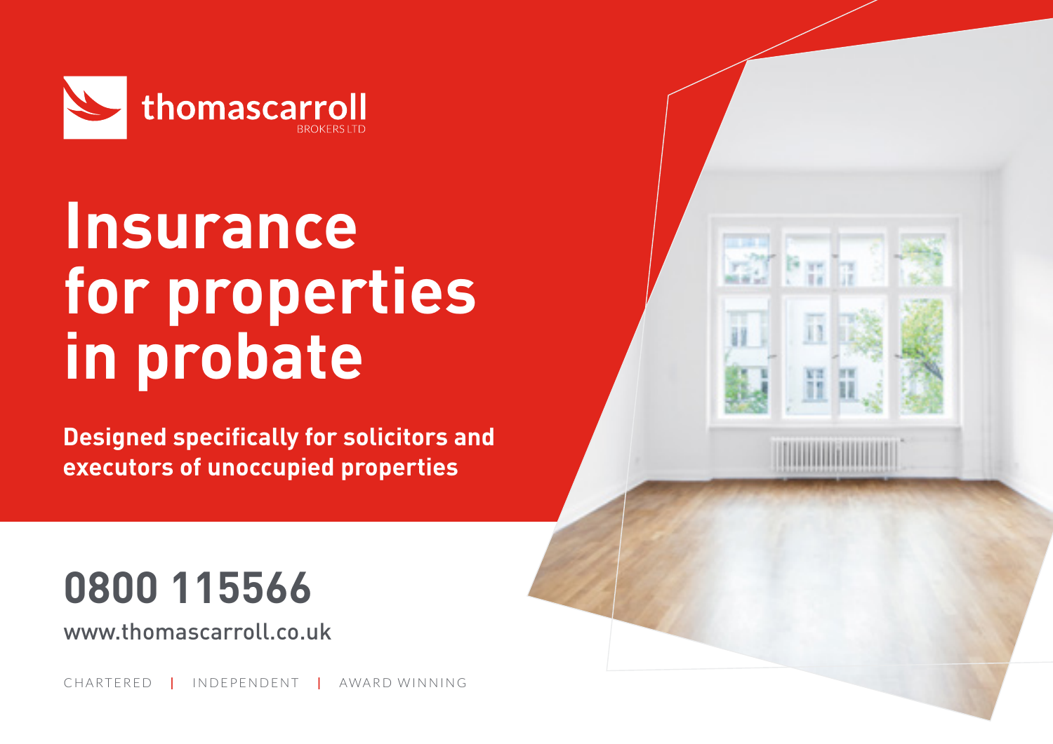thomascarroll
BROKERS LTD

# Insurance for properties in probate

**Designed specifically for solicitors and executors of unoccupied properties**

## 0800 115566

www.thomascarroll.co.uk

CHARTERED | INDEPENDENT | AWARD WINNING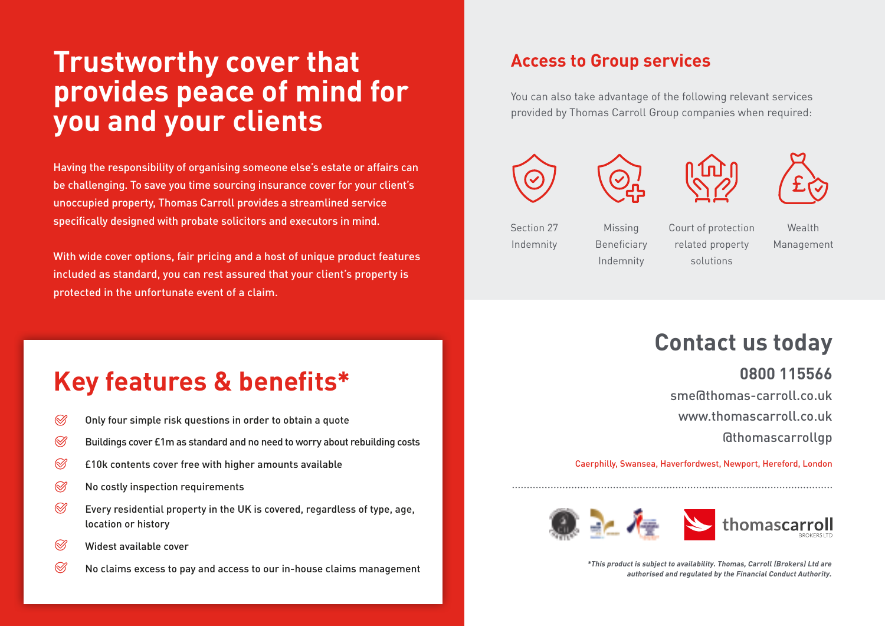# Trustworthy cover that provides peace of mind for you and your clients

Having the responsibility of organising someone else's estate or affairs can be challenging. To save you time sourcing insurance cover for your client's unoccupied property, Thomas Carroll provides a streamlined service specifically designed with probate solicitors and executors in mind.

With wide cover options, fair pricing and a host of unique product features included as standard, you can rest assured that your client's property is protected in the unfortunate event of a claim.

## Key features & benefits*

- Only four simple risk questions in order to obtain a quote
- Buildings cover £1m as standard and no need to worry about rebuilding costs
- £10k contents cover free with higher amounts available
- No costly inspection requirements
- Every residential property in the UK is covered, regardless of type, age, location or history
- Widest available cover
- No claims excess to pay and access to our in-house claims management

## Access to Group services

You can also take advantage of the following relevant services provided by Thomas Carroll Group companies when required:

- Section 27 Indemnity
- Missing Beneficiary Indemnity
- Court of protection related property solutions
- Wealth Management

## Contact us today

**0800 115566**

sme@thomas-carroll.co.uk

www.thomascarroll.co.uk

@thomascarrollgp

Caerphilly, Swansea, Haverfordwest, Newport, Hereford, London

thomascarroll BROKERS LTD

*\*This product is subject to availability. Thomas, Carroll (Brokers) Ltd are authorised and regulated by the Financial Conduct Authority.*